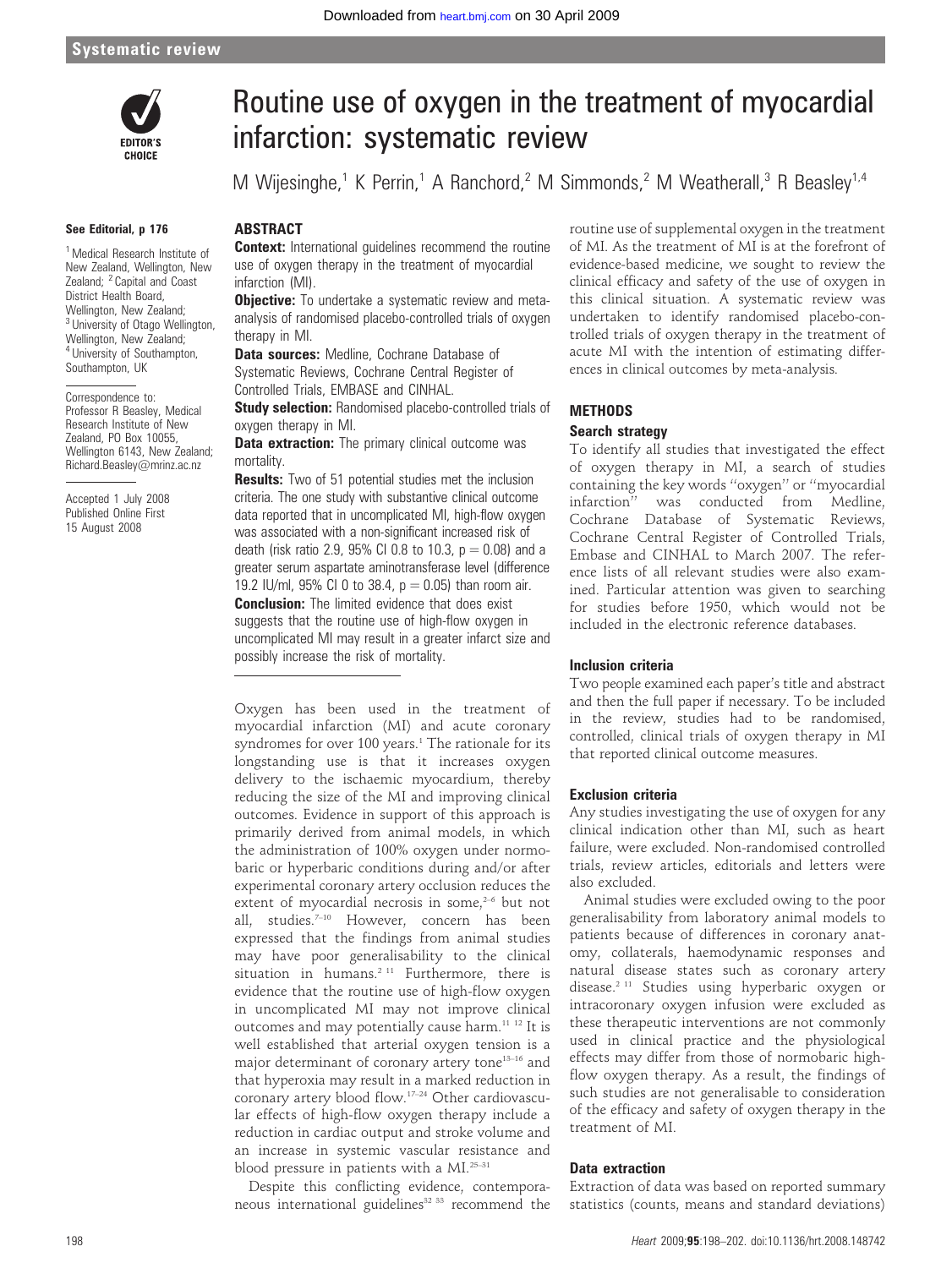Systematic review

# Routine use of oxygen in the treatment of myocardial infarction: systematic review

M Wijesinghe,[1] K Perrin,[1] A Ranchord,[2] M Simmonds,[2] M Weatherall,[3] R Beasley[1,4]

See Editorial, p 176

[1] Medical Research Institute of New Zealand, Wellington, New Zealand; [2] Capital and Coast District Health Board, Wellington, New Zealand; [3] University of Otago Wellington, Wellington, New Zealand; [4] University of Southampton, Southampton, UK

Correspondence to: Professor R Beasley, Medical Research Institute of New Zealand, PO Box 10055, Wellington 6143, New Zealand; Richard.Beasley@mrinz.ac.nz

Accepted 1 July 2008
Published Online First 15 August 2008

## ABSTRACT

**Context:** International guidelines recommend the routine use of oxygen therapy in the treatment of myocardial infarction (MI).

**Objective:** To undertake a systematic review and meta-analysis of randomised placebo-controlled trials of oxygen therapy in MI.

**Data sources:** Medline, Cochrane Database of Systematic Reviews, Cochrane Central Register of Controlled Trials, EMBASE and CINHAL.

**Study selection:** Randomised placebo-controlled trials of oxygen therapy in MI.

**Data extraction:** The primary clinical outcome was mortality.

**Results:** Two of 51 potential studies met the inclusion criteria. The one study with substantive clinical outcome data reported that in uncomplicated MI, high-flow oxygen was associated with a non-significant increased risk of death (risk ratio 2.9, 95% CI 0.8 to 10.3, $p = 0.08$) and a greater serum aspartate aminotransferase level (difference 19.2 IU/ml, 95% CI 0 to 38.4, $p = 0.05$) than room air.

**Conclusion:** The limited evidence that does exist suggests that the routine use of high-flow oxygen in uncomplicated MI may result in a greater infarct size and possibly increase the risk of mortality.

Oxygen has been used in the treatment of myocardial infarction (MI) and acute coronary syndromes for over 100 years.[1] The rationale for its longstanding use is that it increases oxygen delivery to the ischaemic myocardium, thereby reducing the size of the MI and improving clinical outcomes. Evidence in support of this approach is primarily derived from animal models, in which the administration of 100% oxygen under normobaric or hyperbaric conditions during and/or after experimental coronary artery occlusion reduces the extent of myocardial necrosis in some,[2–6] but not all, studies.[7–10] However, concern has been expressed that the findings from animal studies may have poor generalisability to the clinical situation in humans.[2,11] Furthermore, there is evidence that the routine use of high-flow oxygen in uncomplicated MI may not improve clinical outcomes and may potentially cause harm.[11,12] It is well established that arterial oxygen tension is a major determinant of coronary artery tone[13–16] and that hyperoxia may result in a marked reduction in coronary artery blood flow.[17–24] Other cardiovascular effects of high-flow oxygen therapy include a reduction in cardiac output and stroke volume and an increase in systemic vascular resistance and blood pressure in patients with a MI.[25–31]

Despite this conflicting evidence, contemporaneous international guidelines[32,33] recommend the routine use of supplemental oxygen in the treatment of MI. As the treatment of MI is at the forefront of evidence-based medicine, we sought to review the clinical efficacy and safety of the use of oxygen in this clinical situation. A systematic review was undertaken to identify randomised placebo-controlled trials of oxygen therapy in the treatment of acute MI with the intention of estimating differences in clinical outcomes by meta-analysis.

## METHODS

### Search strategy

To identify all studies that investigated the effect of oxygen therapy in MI, a search of studies containing the key words "oxygen" or "myocardial infarction" was conducted from Medline, Cochrane Database of Systematic Reviews, Cochrane Central Register of Controlled Trials, Embase and CINHAL to March 2007. The reference lists of all relevant studies were also examined. Particular attention was given to searching for studies before 1950, which would not be included in the electronic reference databases.

### Inclusion criteria

Two people examined each paper's title and abstract and then the full paper if necessary. To be included in the review, studies had to be randomised, controlled, clinical trials of oxygen therapy in MI that reported clinical outcome measures.

### Exclusion criteria

Any studies investigating the use of oxygen for any clinical indication other than MI, such as heart failure, were excluded. Non-randomised controlled trials, review articles, editorials and letters were also excluded.

Animal studies were excluded owing to the poor generalisability from laboratory animal models to patients because of differences in coronary anatomy, collaterals, haemodynamic responses and natural disease states such as coronary artery disease.[2,11] Studies using hyperbaric oxygen or intracoronary oxygen infusion were excluded as these therapeutic interventions are not commonly used in clinical practice and the physiological effects may differ from those of normobaric high-flow oxygen therapy. As a result, the findings of such studies are not generalisable to consideration of the efficacy and safety of oxygen therapy in the treatment of MI.

### Data extraction

Extraction of data was based on reported summary statistics (counts, means and standard deviations)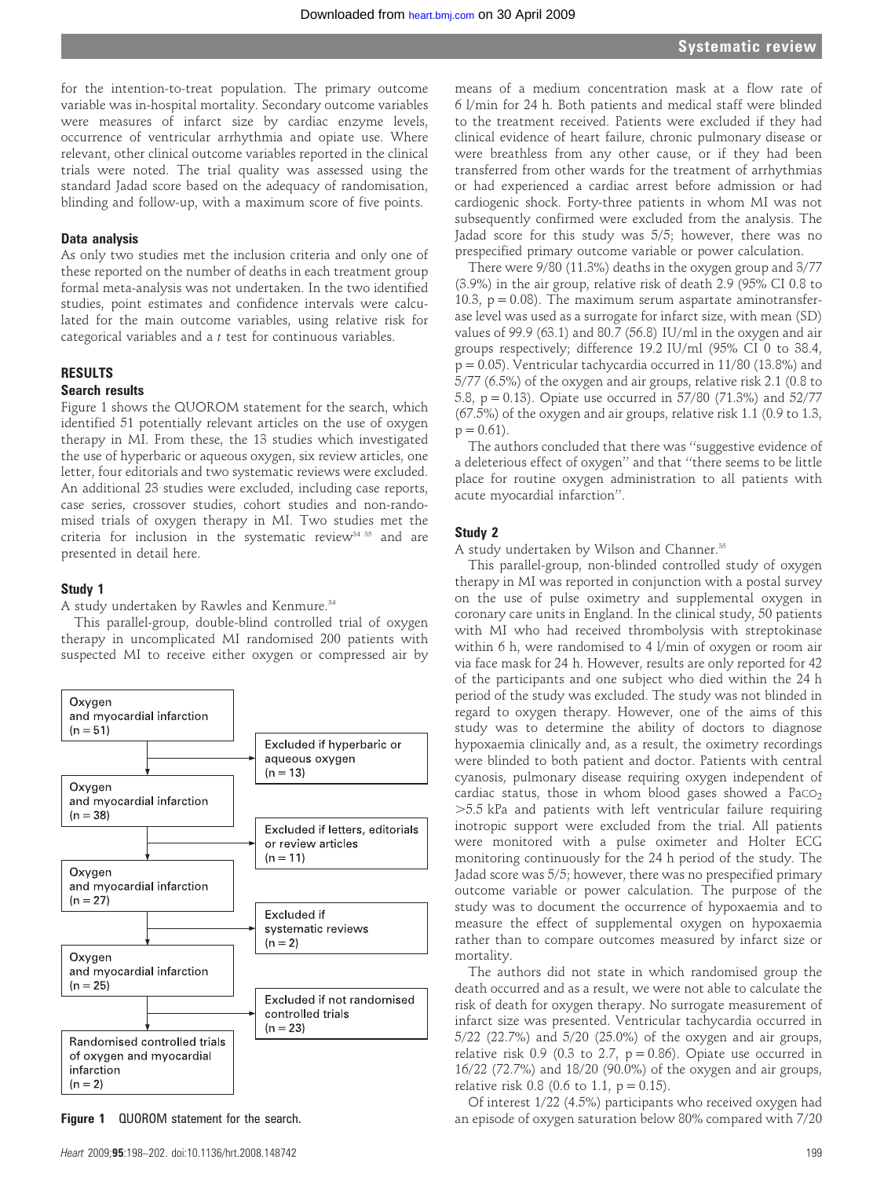for the intention-to-treat population. The primary outcome variable was in-hospital mortality. Secondary outcome variables were measures of infarct size by cardiac enzyme levels, occurrence of ventricular arrhythmia and opiate use. Where relevant, other clinical outcome variables reported in the clinical trials were noted. The trial quality was assessed using the standard Jadad score based on the adequacy of randomisation, blinding and follow-up, with a maximum score of five points.

### Data analysis

As only two studies met the inclusion criteria and only one of these reported on the number of deaths in each treatment group formal meta-analysis was not undertaken. In the two identified studies, point estimates and confidence intervals were calculated for the main outcome variables, using relative risk for categorical variables and a *t* test for continuous variables.

## RESULTS

### Search results

Figure 1 shows the QUOROM statement for the search, which identified 51 potentially relevant articles on the use of oxygen therapy in MI. From these, the 13 studies which investigated the use of hyperbaric or aqueous oxygen, six review articles, one letter, four editorials and two systematic reviews were excluded. An additional 23 studies were excluded, including case reports, case series, crossover studies, cohort studies and non-randomised trials of oxygen therapy in MI. Two studies met the criteria for inclusion in the systematic review[34 35] and are presented in detail here.

### Study 1

A study undertaken by Rawles and Kenmure.[34]

This parallel-group, double-blind controlled trial of oxygen therapy in uncomplicated MI randomised 200 patients with suspected MI to receive either oxygen or compressed air by means of a medium concentration mask at a flow rate of 6 l/min for 24 h. Both patients and medical staff were blinded to the treatment received. Patients were excluded if they had clinical evidence of heart failure, chronic pulmonary disease or were breathless from any other cause, or if they had been transferred from other wards for the treatment of arrhythmias or had experienced a cardiac arrest before admission or had cardiogenic shock. Forty-three patients in whom MI was not subsequently confirmed were excluded from the analysis. The Jadad score for this study was 5/5; however, there was no prespecified primary outcome variable or power calculation.

There were 9/80 (11.3%) deaths in the oxygen group and 3/77 (3.9%) in the air group, relative risk of death 2.9 (95% CI 0.8 to 10.3, $p = 0.08$). The maximum serum aspartate aminotransferase level was used as a surrogate for infarct size, with mean (SD) values of 99.9 (63.1) and 80.7 (56.8) IU/ml in the oxygen and air groups respectively; difference 19.2 IU/ml (95% CI 0 to 38.4, $p = 0.05$). Ventricular tachycardia occurred in 11/80 (13.8%) and 5/77 (6.5%) of the oxygen and air groups, relative risk 2.1 (0.8 to 5.8, $p = 0.13$). Opiate use occurred in 57/80 (71.3%) and 52/77 (67.5%) of the oxygen and air groups, relative risk 1.1 (0.9 to 1.3, $p = 0.61$).

The authors concluded that there was "suggestive evidence of a deleterious effect of oxygen" and that "there seems to be little place for routine oxygen administration to all patients with acute myocardial infarction".

Oxygen and myocardial infarction (n = 51)
→ Excluded if hyperbaric or aqueous oxygen (n = 13)

Oxygen and myocardial infarction (n = 38)
→ Excluded if letters, editorials or review articles (n = 11)

Oxygen and myocardial infarction (n = 27)
→ Excluded if systematic reviews (n = 2)

Oxygen and myocardial infarction (n = 25)
→ Excluded if not randomised controlled trials (n = 23)

Randomised controlled trials of oxygen and myocardial infarction (n = 2)

**Figure 1** QUOROM statement for the search.

### Study 2

A study undertaken by Wilson and Channer.[35]

This parallel-group, non-blinded controlled study of oxygen therapy in MI was reported in conjunction with a postal survey on the use of pulse oximetry and supplemental oxygen in coronary care units in England. In the clinical study, 50 patients with MI who had received thrombolysis with streptokinase within 6 h, were randomised to 4 l/min of oxygen or room air via face mask for 24 h. However, results are only reported for 42 of the participants and one subject who died within the 24 h period of the study was excluded. The study was not blinded in regard to oxygen therapy. However, one of the aims of this study was to determine the ability of doctors to diagnose hypoxaemia clinically and, as a result, the oximetry recordings were blinded to both patient and doctor. Patients with central cyanosis, pulmonary disease requiring oxygen independent of cardiac status, those in whom blood gases showed a $Paco_2$ >5.5 kPa and patients with left ventricular failure requiring inotropic support were excluded from the trial. All patients were monitored with a pulse oximeter and Holter ECG monitoring continuously for the 24 h period of the study. The Jadad score was 5/5; however, there was no prespecified primary outcome variable or power calculation. The purpose of the study was to document the occurrence of hypoxaemia and to measure the effect of supplemental oxygen on hypoxaemia rather than to compare outcomes measured by infarct size or mortality.

The authors did not state in which randomised group the death occurred and as a result, we were not able to calculate the risk of death for oxygen therapy. No surrogate measurement of infarct size was presented. Ventricular tachycardia occurred in 5/22 (22.7%) and 5/20 (25.0%) of the oxygen and air groups, relative risk 0.9 (0.3 to 2.7, $p = 0.86$). Opiate use occurred in 16/22 (72.7%) and 18/20 (90.0%) of the oxygen and air groups, relative risk 0.8 (0.6 to 1.1, $p = 0.15$).

Of interest 1/22 (4.5%) participants who received oxygen had an episode of oxygen saturation below 80% compared with 7/20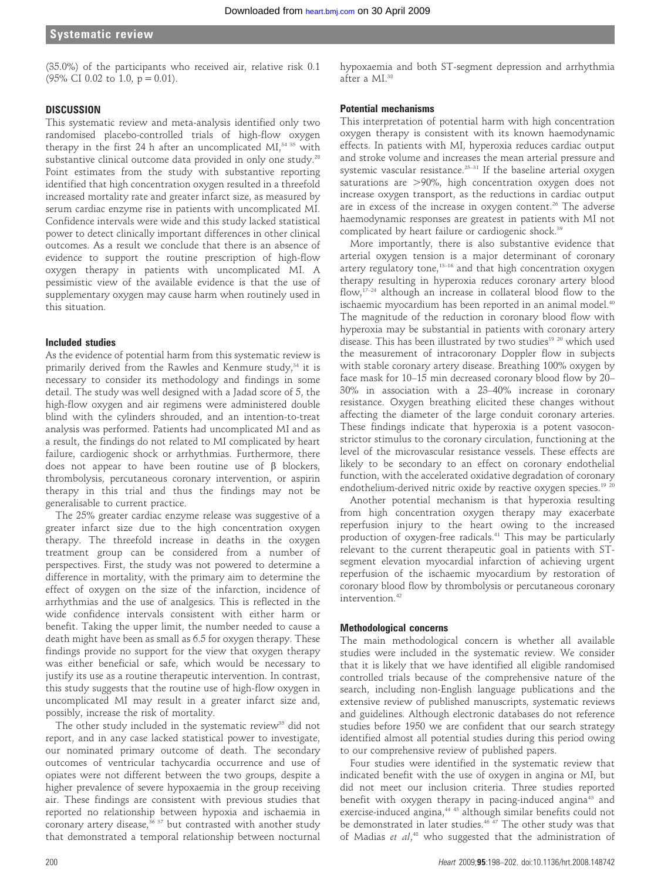(35.0%) of the participants who received air, relative risk 0.1 (95% CI 0.02 to 1.0, p = 0.01).

## DISCUSSION

This systematic review and meta-analysis identified only two randomised placebo-controlled trials of high-flow oxygen therapy in the first 24 h after an uncomplicated MI,[34 35] with substantive clinical outcome data provided in only one study.[28] Point estimates from the study with substantive reporting identified that high concentration oxygen resulted in a threefold increased mortality rate and greater infarct size, as measured by serum cardiac enzyme rise in patients with uncomplicated MI. Confidence intervals were wide and this study lacked statistical power to detect clinically important differences in other clinical outcomes. As a result we conclude that there is an absence of evidence to support the routine prescription of high-flow oxygen therapy in patients with uncomplicated MI. A pessimistic view of the available evidence is that the use of supplementary oxygen may cause harm when routinely used in this situation.

### Included studies

As the evidence of potential harm from this systematic review is primarily derived from the Rawles and Kenmure study,[34] it is necessary to consider its methodology and findings in some detail. The study was well designed with a Jadad score of 5, the high-flow oxygen and air regimens were administered double blind with the cylinders shrouded, and an intention-to-treat analysis was performed. Patients had uncomplicated MI and as a result, the findings do not related to MI complicated by heart failure, cardiogenic shock or arrhythmias. Furthermore, there does not appear to have been routine use of β blockers, thrombolysis, percutaneous coronary intervention, or aspirin therapy in this trial and thus the findings may not be generalisable to current practice.

The 25% greater cardiac enzyme release was suggestive of a greater infarct size due to the high concentration oxygen therapy. The threefold increase in deaths in the oxygen treatment group can be considered from a number of perspectives. First, the study was not powered to determine a difference in mortality, with the primary aim to determine the effect of oxygen on the size of the infarction, incidence of arrhythmias and the use of analgesics. This is reflected in the wide confidence intervals consistent with either harm or benefit. Taking the upper limit, the number needed to cause a death might have been as small as 6.5 for oxygen therapy. These findings provide no support for the view that oxygen therapy was either beneficial or safe, which would be necessary to justify its use as a routine therapeutic intervention. In contrast, this study suggests that the routine use of high-flow oxygen in uncomplicated MI may result in a greater infarct size and, possibly, increase the risk of mortality.

The other study included in the systematic review[35] did not report, and in any case lacked statistical power to investigate, our nominated primary outcome of death. The secondary outcomes of ventricular tachycardia occurrence and use of opiates were not different between the two groups, despite a higher prevalence of severe hypoxaemia in the group receiving air. These findings are consistent with previous studies that reported no relationship between hypoxia and ischaemia in coronary artery disease,[36 37] but contrasted with another study that demonstrated a temporal relationship between nocturnal hypoxaemia and both ST-segment depression and arrhythmia after a MI.[38]

### Potential mechanisms

This interpretation of potential harm with high concentration oxygen therapy is consistent with its known haemodynamic effects. In patients with MI, hyperoxia reduces cardiac output and stroke volume and increases the mean arterial pressure and systemic vascular resistance.[25–31] If the baseline arterial oxygen saturations are >90%, high concentration oxygen does not increase oxygen transport, as the reductions in cardiac output are in excess of the increase in oxygen content.[26] The adverse haemodynamic responses are greatest in patients with MI not complicated by heart failure or cardiogenic shock.[39]

More importantly, there is also substantive evidence that arterial oxygen tension is a major determinant of coronary artery regulatory tone,[13–16] and that high concentration oxygen therapy resulting in hyperoxia reduces coronary artery blood flow,[17–24] although an increase in collateral blood flow to the ischaemic myocardium has been reported in an animal model.[40] The magnitude of the reduction in coronary blood flow with hyperoxia may be substantial in patients with coronary artery disease. This has been illustrated by two studies[19 20] which used the measurement of intracoronary Doppler flow in subjects with stable coronary artery disease. Breathing 100% oxygen by face mask for 10–15 min decreased coronary blood flow by 20–30% in association with a 23–40% increase in coronary resistance. Oxygen breathing elicited these changes without affecting the diameter of the large conduit coronary arteries. These findings indicate that hyperoxia is a potent vasoconstrictor stimulus to the coronary circulation, functioning at the level of the microvascular resistance vessels. These effects are likely to be secondary to an effect on coronary endothelial function, with the accelerated oxidative degradation of coronary endothelium-derived nitric oxide by reactive oxygen species.[19 20]

Another potential mechanism is that hyperoxia resulting from high concentration oxygen therapy may exacerbate reperfusion injury to the heart owing to the increased production of oxygen-free radicals.[41] This may be particularly relevant to the current therapeutic goal in patients with ST-segment elevation myocardial infarction of achieving urgent reperfusion of the ischaemic myocardium by restoration of coronary blood flow by thrombolysis or percutaneous coronary intervention.[42]

### Methodological concerns

The main methodological concern is whether all available studies were included in the systematic review. We consider that it is likely that we have identified all eligible randomised controlled trials because of the comprehensive nature of the search, including non-English language publications and the extensive review of published manuscripts, systematic reviews and guidelines. Although electronic databases do not reference studies before 1950 we are confident that our search strategy identified almost all potential studies during this period owing to our comprehensive review of published papers.

Four studies were identified in the systematic review that indicated benefit with the use of oxygen in angina or MI, but did not meet our inclusion criteria. Three studies reported benefit with oxygen therapy in pacing-induced angina[43] and exercise-induced angina,[44 45] although similar benefits could not be demonstrated in later studies.[46 47] The other study was that of Madias *et al*,[48] who suggested that the administration of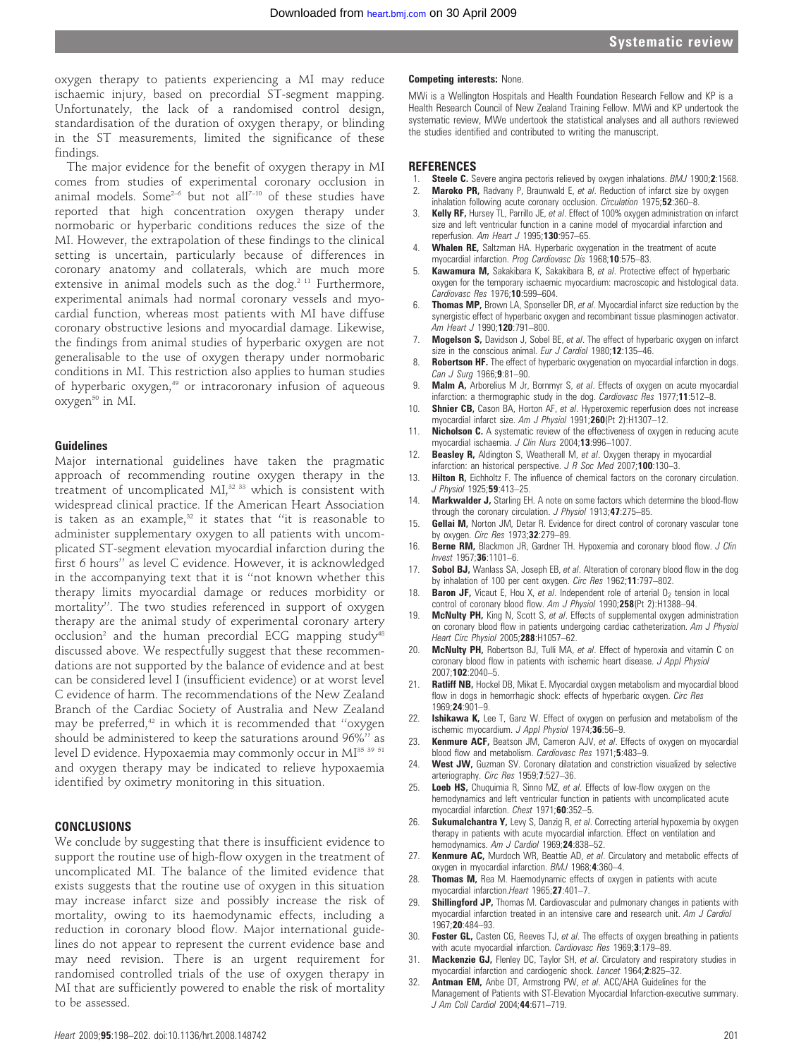oxygen therapy to patients experiencing a MI may reduce ischaemic injury, based on precordial ST-segment mapping. Unfortunately, the lack of a randomised control design, standardisation of the duration of oxygen therapy, or blinding in the ST measurements, limited the significance of these findings.

The major evidence for the benefit of oxygen therapy in MI comes from studies of experimental coronary occlusion in animal models. Some[2–6] but not all[7–10] of these studies have reported that high concentration oxygen therapy under normobaric or hyperbaric conditions reduces the size of the MI. However, the extrapolation of these findings to the clinical setting is uncertain, particularly because of differences in coronary anatomy and collaterals, which are much more extensive in animal models such as the dog.[2 11] Furthermore, experimental animals had normal coronary vessels and myocardial function, whereas most patients with MI have diffuse coronary obstructive lesions and myocardial damage. Likewise, the findings from animal studies of hyperbaric oxygen are not generalisable to the use of oxygen therapy under normobaric conditions in MI. This restriction also applies to human studies of hyperbaric oxygen,[49] or intracoronary infusion of aqueous oxygen[50] in MI.

## Guidelines

Major international guidelines have taken the pragmatic approach of recommending routine oxygen therapy in the treatment of uncomplicated MI,[32 33] which is consistent with widespread clinical practice. If the American Heart Association is taken as an example,[32] it states that "it is reasonable to administer supplementary oxygen to all patients with uncomplicated ST-segment elevation myocardial infarction during the first 6 hours" as level C evidence. However, it is acknowledged in the accompanying text that it is "not known whether this therapy limits myocardial damage or reduces morbidity or mortality". The two studies referenced in support of oxygen therapy are the animal study of experimental coronary artery occlusion[2] and the human precordial ECG mapping study[48] discussed above. We respectfully suggest that these recommendations are not supported by the balance of evidence and at best can be considered level I (insufficient evidence) or at worst level C evidence of harm. The recommendations of the New Zealand Branch of the Cardiac Society of Australia and New Zealand may be preferred,[42] in which it is recommended that "oxygen should be administered to keep the saturations around 96%" as level D evidence. Hypoxaemia may commonly occur in MI[35 39 51] and oxygen therapy may be indicated to relieve hypoxaemia identified by oximetry monitoring in this situation.

## CONCLUSIONS

We conclude by suggesting that there is insufficient evidence to support the routine use of high-flow oxygen in the treatment of uncomplicated MI. The balance of the limited evidence that exists suggests that the routine use of oxygen in this situation may increase infarct size and possibly increase the risk of mortality, owing to its haemodynamic effects, including a reduction in coronary blood flow. Major international guidelines do not appear to represent the current evidence base and may need revision. There is an urgent requirement for randomised controlled trials of the use of oxygen therapy in MI that are sufficiently powered to enable the risk of mortality to be assessed.

**Competing interests:** None.

MWi is a Wellington Hospitals and Health Foundation Research Fellow and KP is a Health Research Council of New Zealand Training Fellow. MWi and KP undertook the systematic review, MWe undertook the statistical analyses and all authors reviewed the studies identified and contributed to writing the manuscript.

## REFERENCES

1. **Steele C.** Severe angina pectoris relieved by oxygen inhalations. *BMJ* 1900;**2**:1568.
2. **Maroko PR,** Radvany P, Braunwald E, *et al*. Reduction of infarct size by oxygen inhalation following acute coronary occlusion. *Circulation* 1975;**52**:360–8.
3. **Kelly RF,** Hursey TL, Parrillo JE, *et al*. Effect of 100% oxygen administration on infarct size and left ventricular function in a canine model of myocardial infarction and reperfusion. *Am Heart J* 1995;**130**:957–65.
4. **Whalen RE,** Saltzman HA. Hyperbaric oxygenation in the treatment of acute myocardial infarction. *Prog Cardiovasc Dis* 1968;**10**:575–83.
5. **Kawamura M,** Sakakibara K, Sakakibara B, *et al*. Protective effect of hyperbaric oxygen for the temporary ischaemic myocardium: macroscopic and histological data. *Cardiovasc Res* 1976;**10**:599–604.
6. **Thomas MP,** Brown LA, Sponseller DR, *et al*. Myocardial infarct size reduction by the synergistic effect of hyperbaric oxygen and recombinant tissue plasminogen activator. *Am Heart J* 1990;**120**:791–800.
7. **Mogelson S,** Davidson J, Sobel BE, *et al*. The effect of hyperbaric oxygen on infarct size in the conscious animal. *Eur J Cardiol* 1980;**12**:135–46.
8. **Robertson HF.** The effect of hyperbaric oxygenation on myocardial infarction in dogs. *Can J Surg* 1966;**9**:81–90.
9. **Malm A,** Arborelius M Jr, Bornmyr S, *et al*. Effects of oxygen on acute myocardial infarction: a thermographic study in the dog. *Cardiovasc Res* 1977;**11**:512–8.
10. **Shnier CB,** Cason BA, Horton AF, *et al*. Hyperoxemic reperfusion does not increase myocardial infarct size. *Am J Physiol* 1991;**260**(Pt 2):H1307–12.
11. **Nicholson C.** A systematic review of the effectiveness of oxygen in reducing acute myocardial ischaemia. *J Clin Nurs* 2004;**13**:996–1007.
12. **Beasley R,** Aldington S, Weatherall M, *et al*. Oxygen therapy in myocardial infarction: an historical perspective. *J R Soc Med* 2007;**100**:130–3.
13. **Hilton R,** Eichholtz F. The influence of chemical factors on the coronary circulation. *J Physiol* 1925;**59**:413–25.
14. **Markwalder J,** Starling EH. A note on some factors which determine the blood-flow through the coronary circulation. *J Physiol* 1913;**47**:275–85.
15. **Gellai M,** Norton JM, Detar R. Evidence for direct control of coronary vascular tone by oxygen. *Circ Res* 1973;**32**:279–89.
16. **Berne RM,** Blackmon JR, Gardner TH. Hypoxemia and coronary blood flow. *J Clin Invest* 1957;**36**:1101–6.
17. **Sobol BJ,** Wanlass SA, Joseph EB, *et al*. Alteration of coronary blood flow in the dog by inhalation of 100 per cent oxygen. *Circ Res* 1962;**11**:797–802.
18. **Baron JF,** Vicaut E, Hou X, *et al*. Independent role of arterial $O_2$ tension in local control of coronary blood flow. *Am J Physiol* 1990;**258**(Pt 2):H1388–94.
19. **McNulty PH,** King N, Scott S, *et al*. Effects of supplemental oxygen administration on coronary blood flow in patients undergoing cardiac catheterization. *Am J Physiol Heart Circ Physiol* 2005;**288**:H1057–62.
20. **McNulty PH,** Robertson BJ, Tulli MA, *et al*. Effect of hyperoxia and vitamin C on coronary blood flow in patients with ischemic heart disease. *J Appl Physiol* 2007;**102**:2040–5.
21. **Ratliff NB,** Hockel DB, Mikat E. Myocardial oxygen metabolism and myocardial blood flow in dogs in hemorrhagic shock: effects of hyperbaric oxygen. *Circ Res* 1969;**24**:901–9.
22. **Ishikawa K,** Lee T, Ganz W. Effect of oxygen on perfusion and metabolism of the ischemic myocardium. *J Appl Physiol* 1974;**36**:56–9.
23. **Kenmure ACF,** Beatson JM, Cameron AJV, *et al*. Effects of oxygen on myocardial blood flow and metabolism. *Cardiovasc Res* 1971;**5**:483–9.
24. **West JW,** Guzman SV. Coronary dilatation and constriction visualized by selective arteriography. *Circ Res* 1959;**7**:527–36.
25. **Loeb HS,** Chuquimia R, Sinno MZ, *et al*. Effects of low-flow oxygen on the hemodynamics and left ventricular function in patients with uncomplicated acute myocardial infarction. *Chest* 1971;**60**:352–5.
26. **Sukumalchantra Y,** Levy S, Danzig R, *et al*. Correcting arterial hypoxemia by oxygen therapy in patients with acute myocardial infarction. Effect on ventilation and hemodynamics. *Am J Cardiol* 1969;**24**:838–52.
27. **Kenmure AC,** Murdoch WR, Beattie AD, *et al*. Circulatory and metabolic effects of oxygen in myocardial infarction. *BMJ* 1968;**4**:360–4.
28. **Thomas M,** Rea M. Haemodynamic effects of oxygen in patients with acute myocardial infarction. *Heart* 1965;**27**:401–7.
29. **Shillingford JP,** Thomas M. Cardiovascular and pulmonary changes in patients with myocardial infarction treated in an intensive care and research unit. *Am J Cardiol* 1967;**20**:484–93.
30. **Foster GL,** Casten CG, Reeves TJ, *et al*. The effects of oxygen breathing in patients with acute myocardial infarction. *Cardiovasc Res* 1969;**3**:179–89.
31. **Mackenzie GJ,** Flenley DC, Taylor SH, *et al*. Circulatory and respiratory studies in myocardial infarction and cardiogenic shock. *Lancet* 1964;**2**:825–32.
32. **Antman EM,** Anbe DT, Armstrong PW, *et al*. ACC/AHA Guidelines for the Management of Patients with ST-Elevation Myocardial Infarction-executive summary. *J Am Coll Cardiol* 2004;**44**:671–719.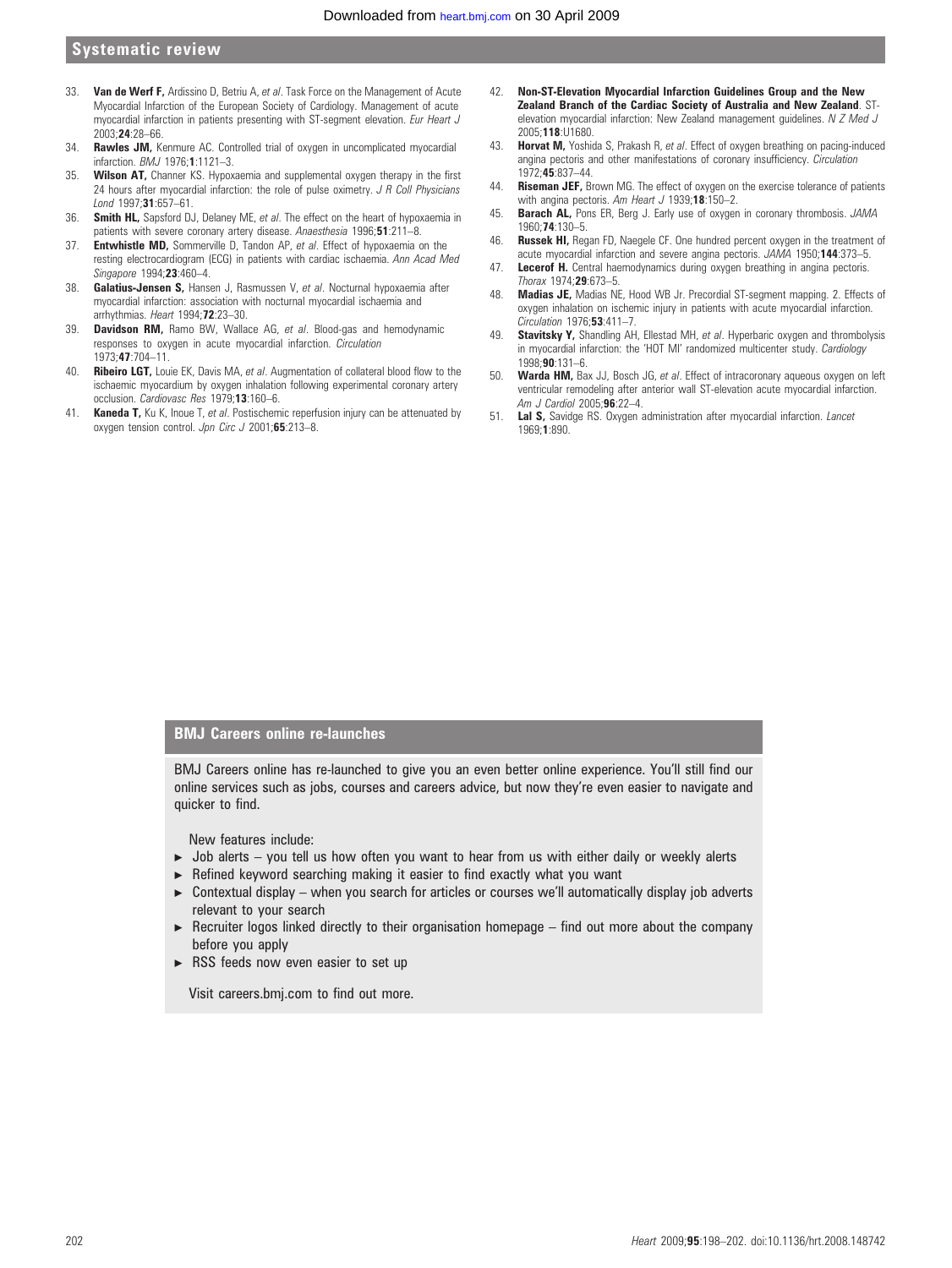33. **Van de Werf F,** Ardissino D, Betriu A, *et al*. Task Force on the Management of Acute Myocardial Infarction of the European Society of Cardiology. Management of acute myocardial infarction in patients presenting with ST-segment elevation. *Eur Heart J* 2003;**24**:28–66.
34. **Rawles JM,** Kenmure AC. Controlled trial of oxygen in uncomplicated myocardial infarction. *BMJ* 1976;**1**:1121–3.
35. **Wilson AT,** Channer KS. Hypoxaemia and supplemental oxygen therapy in the first 24 hours after myocardial infarction: the role of pulse oximetry. *J R Coll Physicians Lond* 1997;**31**:657–61.
36. **Smith HL,** Sapsford DJ, Delaney ME, *et al*. The effect on the heart of hypoxaemia in patients with severe coronary artery disease. *Anaesthesia* 1996;**51**:211–8.
37. **Entwhistle MD,** Sommerville D, Tandon AP, *et al*. Effect of hypoxaemia on the resting electrocardiogram (ECG) in patients with cardiac ischaemia. *Ann Acad Med Singapore* 1994;**23**:460–4.
38. **Galatius-Jensen S,** Hansen J, Rasmussen V, *et al*. Nocturnal hypoxaemia after myocardial infarction: association with nocturnal myocardial ischaemia and arrhythmias. *Heart* 1994;**72**:23–30.
39. **Davidson RM,** Ramo BW, Wallace AG, *et al*. Blood-gas and hemodynamic responses to oxygen in acute myocardial infarction. *Circulation* 1973;**47**:704–11.
40. **Ribeiro LGT,** Louie EK, Davis MA, *et al*. Augmentation of collateral blood flow to the ischaemic myocardium by oxygen inhalation following experimental coronary artery occlusion. *Cardiovasc Res* 1979;**13**:160–6.
41. **Kaneda T,** Ku K, Inoue T, *et al*. Postischemic reperfusion injury can be attenuated by oxygen tension control. *Jpn Circ J* 2001;**65**:213–8.
42. **Non-ST-Elevation Myocardial Infarction Guidelines Group and the New Zealand Branch of the Cardiac Society of Australia and New Zealand**. ST-elevation myocardial infarction: New Zealand management guidelines. *N Z Med J* 2005;**118**:U1680.
43. **Horvat M,** Yoshida S, Prakash R, *et al*. Effect of oxygen breathing on pacing-induced angina pectoris and other manifestations of coronary insufficiency. *Circulation* 1972;**45**:837–44.
44. **Riseman JEF,** Brown MG. The effect of oxygen on the exercise tolerance of patients with angina pectoris. *Am Heart J* 1939;**18**:150–2.
45. **Barach AL,** Pons ER, Berg J. Early use of oxygen in coronary thrombosis. *JAMA* 1960;**74**:130–5.
46. **Russek HI,** Regan FD, Naegele CF. One hundred percent oxygen in the treatment of acute myocardial infarction and severe angina pectoris. *JAMA* 1950;**144**:373–5.
47. **Lecerof H.** Central haemodynamics during oxygen breathing in angina pectoris. *Thorax* 1974;**29**:673–5.
48. **Madias JE,** Madias NE, Hood WB Jr. Precordial ST-segment mapping. 2. Effects of oxygen inhalation on ischemic injury in patients with acute myocardial infarction. *Circulation* 1976;**53**:411–7.
49. **Stavitsky Y,** Shandling AH, Ellestad MH, *et al*. Hyperbaric oxygen and thrombolysis in myocardial infarction: the 'HOT MI' randomized multicenter study. *Cardiology* 1998;**90**:131–6.
50. **Warda HM,** Bax JJ, Bosch JG, *et al*. Effect of intracoronary aqueous oxygen on left ventricular remodeling after anterior wall ST-elevation acute myocardial infarction. *Am J Cardiol* 2005;**96**:22–4.
51. **Lal S,** Savidge RS. Oxygen administration after myocardial infarction. *Lancet* 1969;**1**:890.

## BMJ Careers online re-launches

BMJ Careers online has re-launched to give you an even better online experience. You'll still find our online services such as jobs, courses and careers advice, but now they're even easier to navigate and quicker to find.

New features include:

- Job alerts – you tell us how often you want to hear from us with either daily or weekly alerts
- Refined keyword searching making it easier to find exactly what you want
- Contextual display – when you search for articles or courses we'll automatically display job adverts relevant to your search
- Recruiter logos linked directly to their organisation homepage – find out more about the company before you apply
- RSS feeds now even easier to set up

Visit careers.bmj.com to find out more.